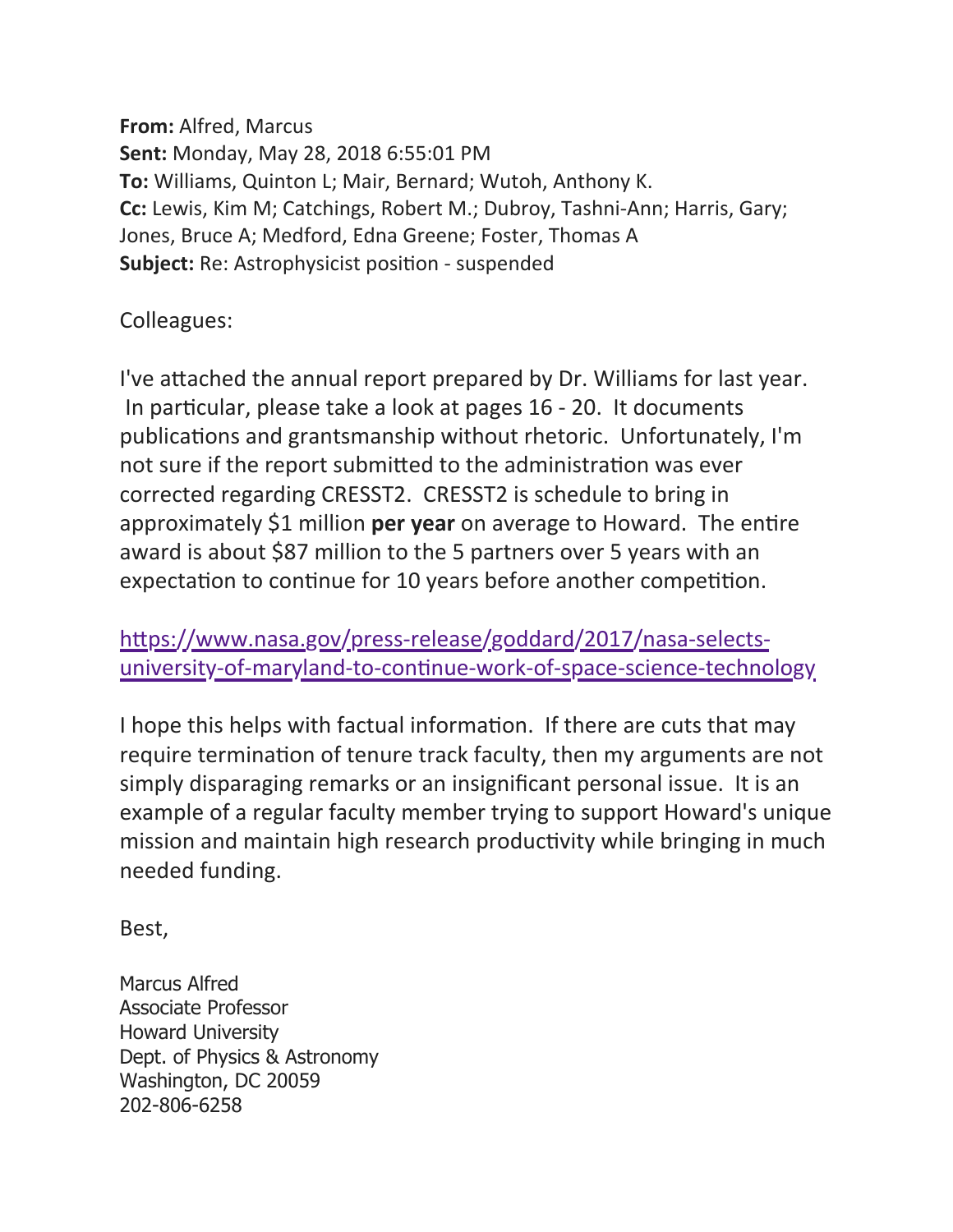**From:** Alfred, Marcus
**Sent:** Monday, May 28, 2018 6:55:01 PM
**To:** Williams, Quinton L; Mair, Bernard; Wutoh, Anthony K.
**Cc:** Lewis, Kim M; Catchings, Robert M.; Dubroy, Tashni-Ann; Harris, Gary; Jones, Bruce A; Medford, Edna Greene; Foster, Thomas A
**Subject:** Re: Astrophysicist position - suspended

Colleagues:

I've attached the annual report prepared by Dr. Williams for last year. In particular, please take a look at pages 16 - 20. It documents publications and grantsmanship without rhetoric. Unfortunately, I'm not sure if the report submitted to the administration was ever corrected regarding CRESST2. CRESST2 is schedule to bring in approximately $1 million **per year** on average to Howard. The entire award is about $87 million to the 5 partners over 5 years with an expectation to continue for 10 years before another competition.

https://www.nasa.gov/press-release/goddard/2017/nasa-selects-university-of-maryland-to-continue-work-of-space-science-technology

I hope this helps with factual information. If there are cuts that may require termination of tenure track faculty, then my arguments are not simply disparaging remarks or an insignificant personal issue. It is an example of a regular faculty member trying to support Howard's unique mission and maintain high research productivity while bringing in much needed funding.

Best,

Marcus Alfred
Associate Professor
Howard University
Dept. of Physics & Astronomy
Washington, DC 20059
202-806-6258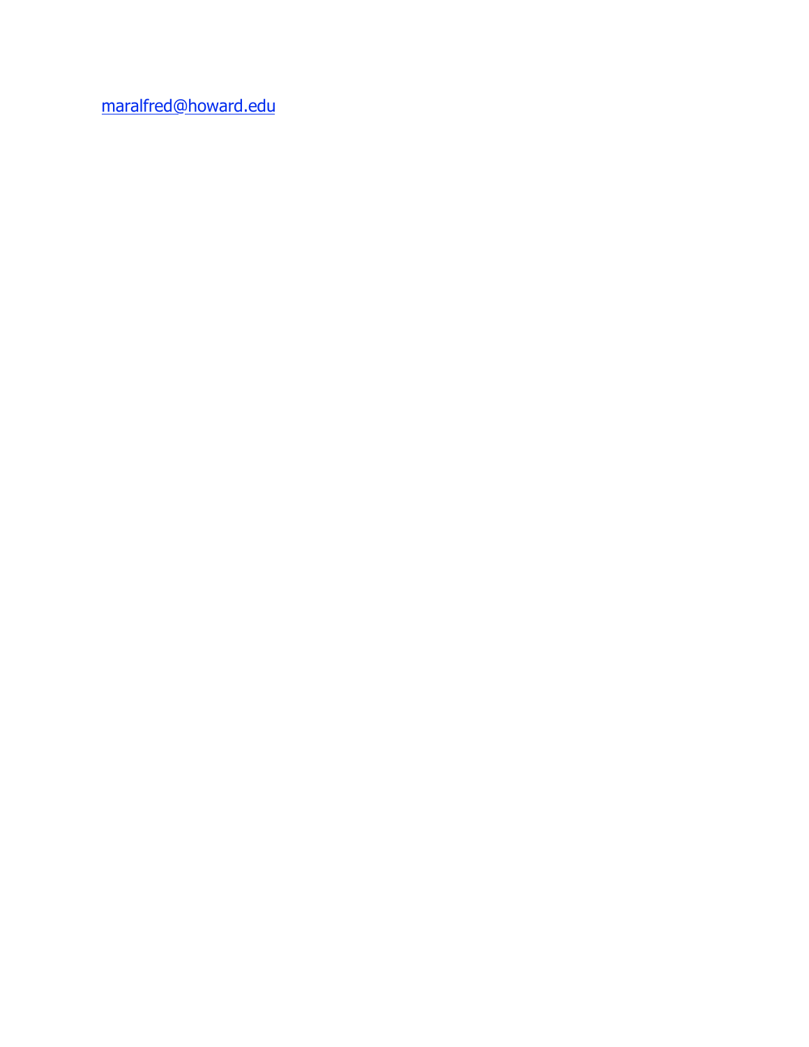maralfred@howard.edu